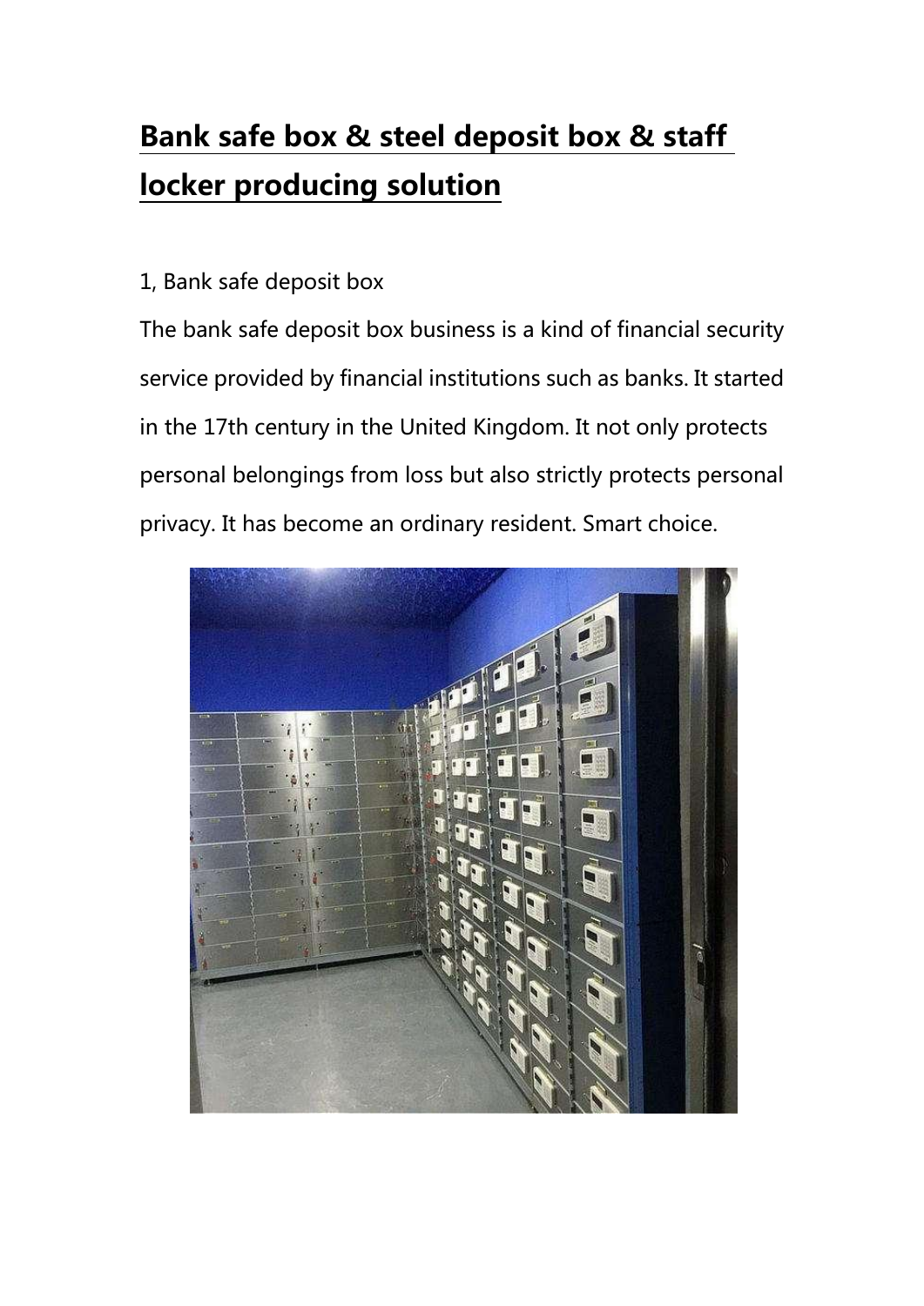# Bank safe box & steel deposit box & staff locker producing solution

1, Bank safe deposit box

The bank safe deposit box business is a kind of financial security service provided by financial institutions such as banks. It started in the 17th century in the United Kingdom. It not only protects personal belongings from loss but also strictly protects personal privacy. It has become an ordinary resident. Smart choice.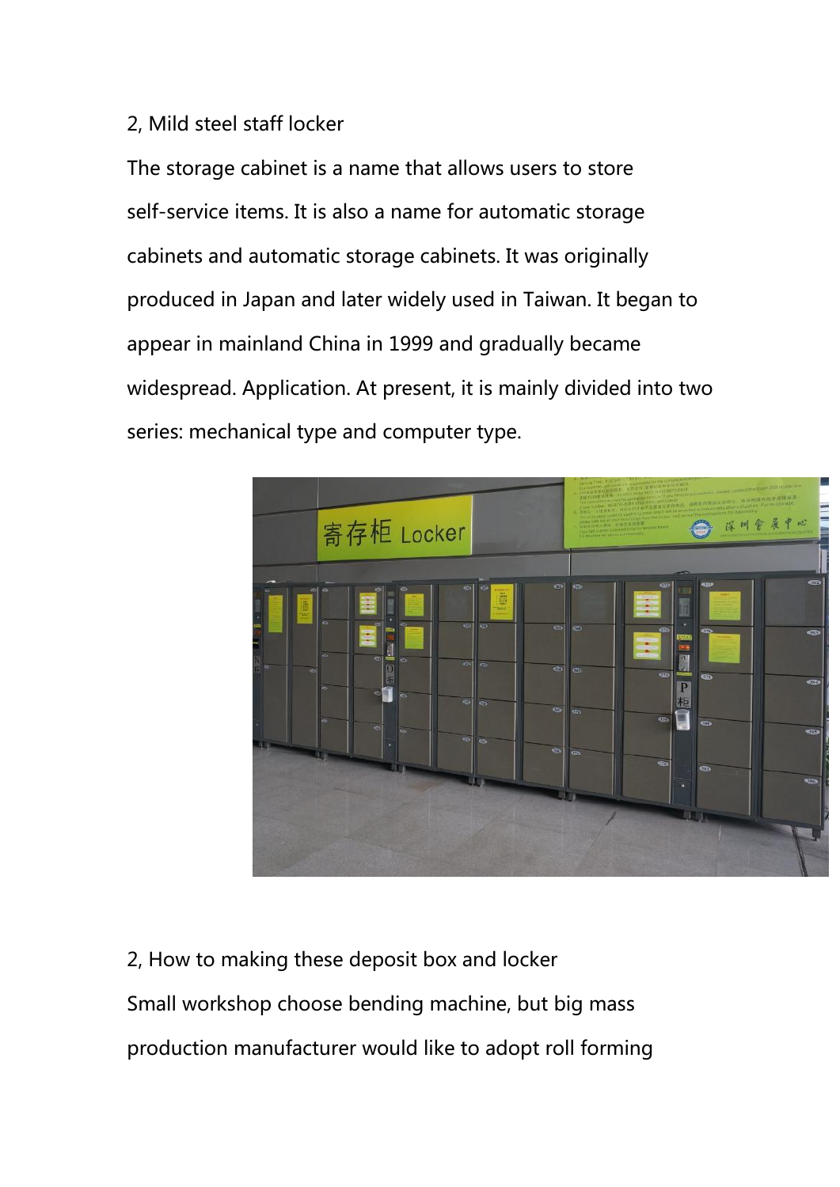## 2, Mild steel staff locker

The storage cabinet is a name that allows users to store self-service items. It is also a name for automatic storage cabinets and automatic storage cabinets. It was originally produced in Japan and later widely used in Taiwan. It began to appear in mainland China in 1999 and gradually became widespread. Application. At present, it is mainly divided into two series: mechanical type and computer type.

## 2, How to making these deposit box and locker

Small workshop choose bending machine, but big mass production manufacturer would like to adopt roll forming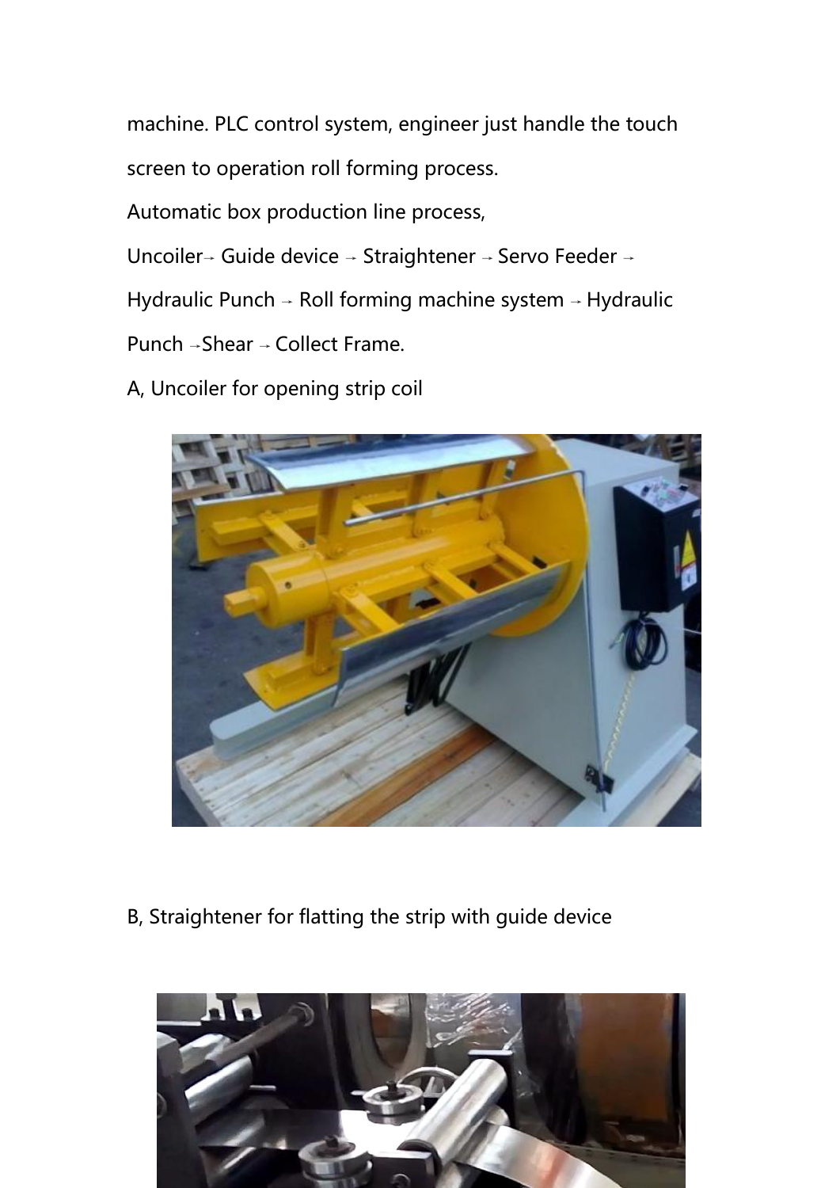machine. PLC control system, engineer just handle the touch screen to operation roll forming process.

Automatic box production line process,

Uncoiler→ Guide device → Straightener → Servo Feeder → Hydraulic Punch → Roll forming machine system → Hydraulic Punch →Shear → Collect Frame.

A, Uncoiler for opening strip coil

B, Straightener for flatting the strip with guide device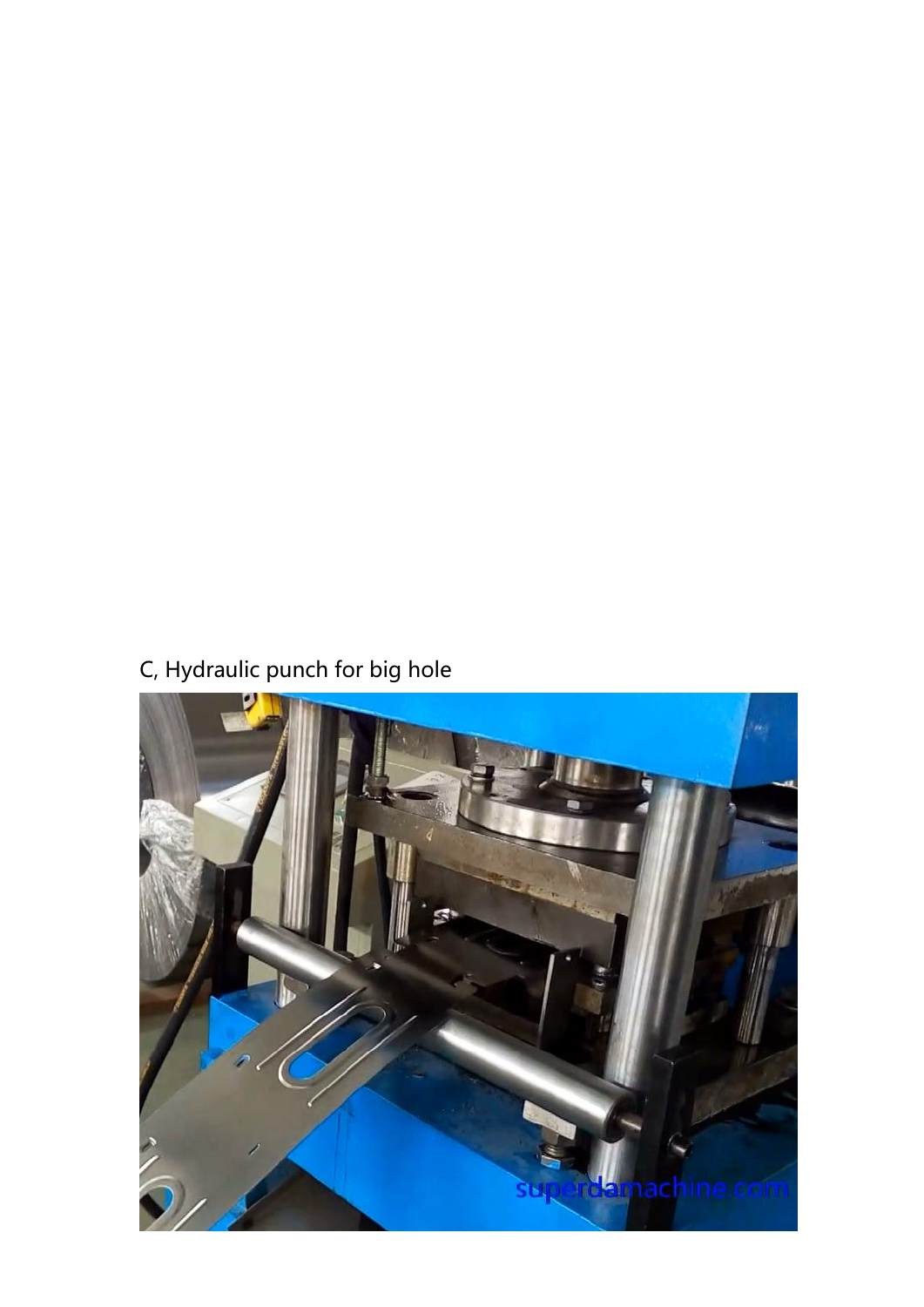C, Hydraulic punch for big hole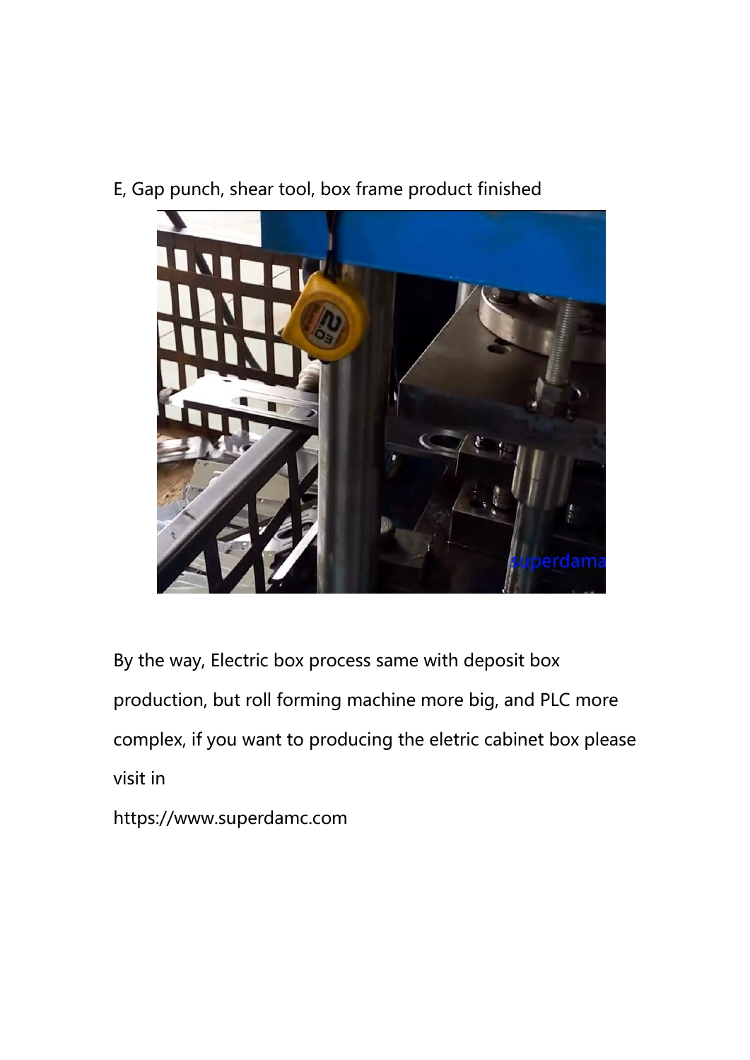E, Gap punch, shear tool, box frame product finished

By the way, Electric box process same with deposit box production, but roll forming machine more big, and PLC more complex, if you want to producing the eletric cabinet box please visit in

https://www.superdamc.com